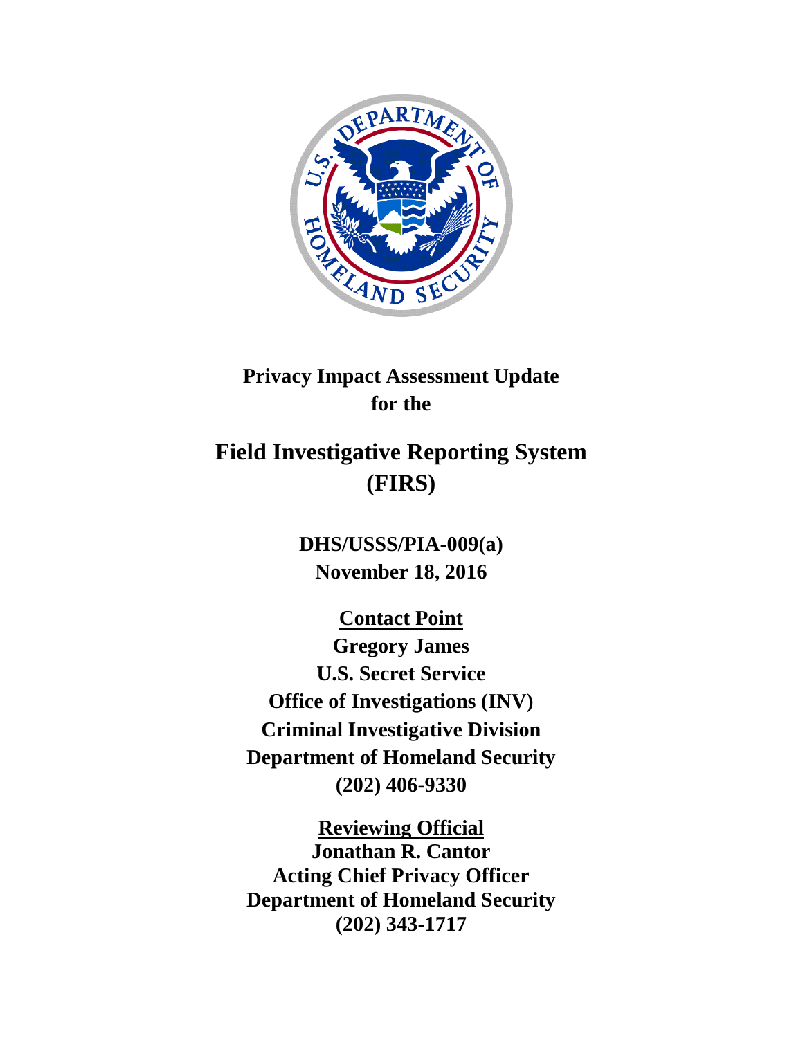# Privacy Impact Assessment Update for the

# Field Investigative Reporting System (FIRS)

**DHS/USSS/PIA-009(a)**
**November 18, 2016**

**Contact Point**
**Gregory James**
**U.S. Secret Service**
**Office of Investigations (INV)**
**Criminal Investigative Division**
**Department of Homeland Security**
**(202) 406-9330**

**Reviewing Official**
**Jonathan R. Cantor**
**Acting Chief Privacy Officer**
**Department of Homeland Security**
**(202) 343-1717**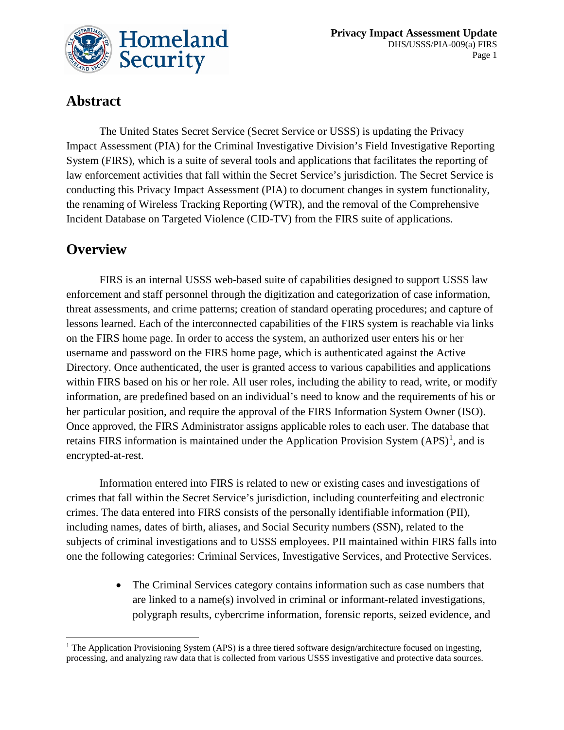## Abstract

The United States Secret Service (Secret Service or USSS) is updating the Privacy Impact Assessment (PIA) for the Criminal Investigative Division's Field Investigative Reporting System (FIRS), which is a suite of several tools and applications that facilitates the reporting of law enforcement activities that fall within the Secret Service's jurisdiction. The Secret Service is conducting this Privacy Impact Assessment (PIA) to document changes in system functionality, the renaming of Wireless Tracking Reporting (WTR), and the removal of the Comprehensive Incident Database on Targeted Violence (CID-TV) from the FIRS suite of applications.

## Overview

FIRS is an internal USSS web-based suite of capabilities designed to support USSS law enforcement and staff personnel through the digitization and categorization of case information, threat assessments, and crime patterns; creation of standard operating procedures; and capture of lessons learned. Each of the interconnected capabilities of the FIRS system is reachable via links on the FIRS home page. In order to access the system, an authorized user enters his or her username and password on the FIRS home page, which is authenticated against the Active Directory. Once authenticated, the user is granted access to various capabilities and applications within FIRS based on his or her role. All user roles, including the ability to read, write, or modify information, are predefined based on an individual's need to know and the requirements of his or her particular position, and require the approval of the FIRS Information System Owner (ISO). Once approved, the FIRS Administrator assigns applicable roles to each user. The database that retains FIRS information is maintained under the Application Provision System (APS)[1], and is encrypted-at-rest.

Information entered into FIRS is related to new or existing cases and investigations of crimes that fall within the Secret Service's jurisdiction, including counterfeiting and electronic crimes. The data entered into FIRS consists of the personally identifiable information (PII), including names, dates of birth, aliases, and Social Security numbers (SSN), related to the subjects of criminal investigations and to USSS employees. PII maintained within FIRS falls into one the following categories: Criminal Services, Investigative Services, and Protective Services.

- The Criminal Services category contains information such as case numbers that are linked to a name(s) involved in criminal or informant-related investigations, polygraph results, cybercrime information, forensic reports, seized evidence, and

[1] The Application Provisioning System (APS) is a three tiered software design/architecture focused on ingesting, processing, and analyzing raw data that is collected from various USSS investigative and protective data sources.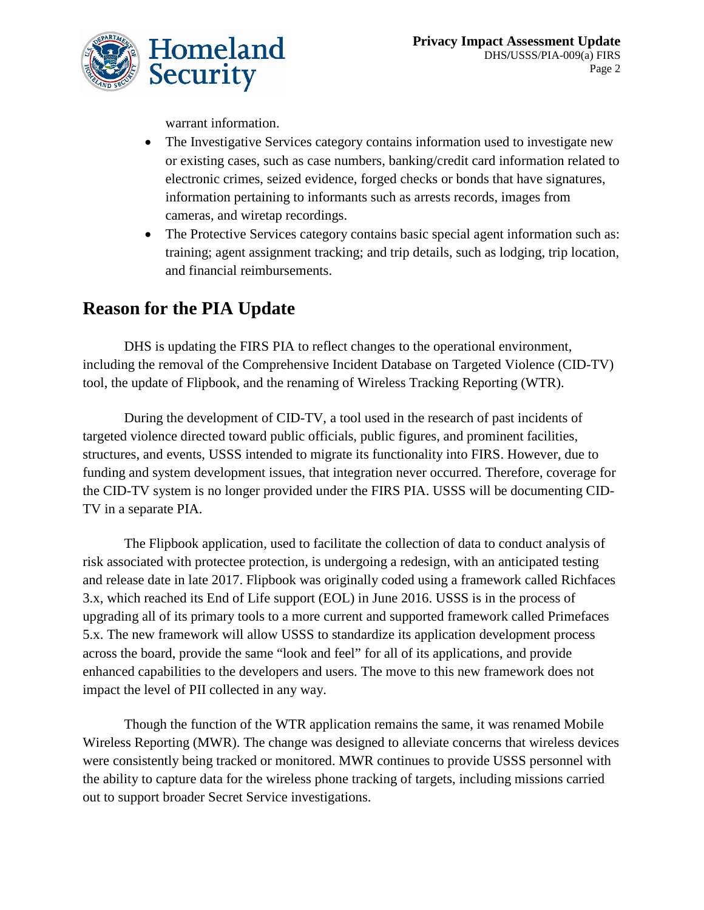warrant information.

- The Investigative Services category contains information used to investigate new or existing cases, such as case numbers, banking/credit card information related to electronic crimes, seized evidence, forged checks or bonds that have signatures, information pertaining to informants such as arrests records, images from cameras, and wiretap recordings.
- The Protective Services category contains basic special agent information such as: training; agent assignment tracking; and trip details, such as lodging, trip location, and financial reimbursements.

## Reason for the PIA Update

DHS is updating the FIRS PIA to reflect changes to the operational environment, including the removal of the Comprehensive Incident Database on Targeted Violence (CID-TV) tool, the update of Flipbook, and the renaming of Wireless Tracking Reporting (WTR).

During the development of CID-TV, a tool used in the research of past incidents of targeted violence directed toward public officials, public figures, and prominent facilities, structures, and events, USSS intended to migrate its functionality into FIRS. However, due to funding and system development issues, that integration never occurred. Therefore, coverage for the CID-TV system is no longer provided under the FIRS PIA. USSS will be documenting CID-TV in a separate PIA.

The Flipbook application, used to facilitate the collection of data to conduct analysis of risk associated with protectee protection, is undergoing a redesign, with an anticipated testing and release date in late 2017. Flipbook was originally coded using a framework called Richfaces 3.x, which reached its End of Life support (EOL) in June 2016. USSS is in the process of upgrading all of its primary tools to a more current and supported framework called Primefaces 5.x. The new framework will allow USSS to standardize its application development process across the board, provide the same "look and feel" for all of its applications, and provide enhanced capabilities to the developers and users. The move to this new framework does not impact the level of PII collected in any way.

Though the function of the WTR application remains the same, it was renamed Mobile Wireless Reporting (MWR). The change was designed to alleviate concerns that wireless devices were consistently being tracked or monitored. MWR continues to provide USSS personnel with the ability to capture data for the wireless phone tracking of targets, including missions carried out to support broader Secret Service investigations.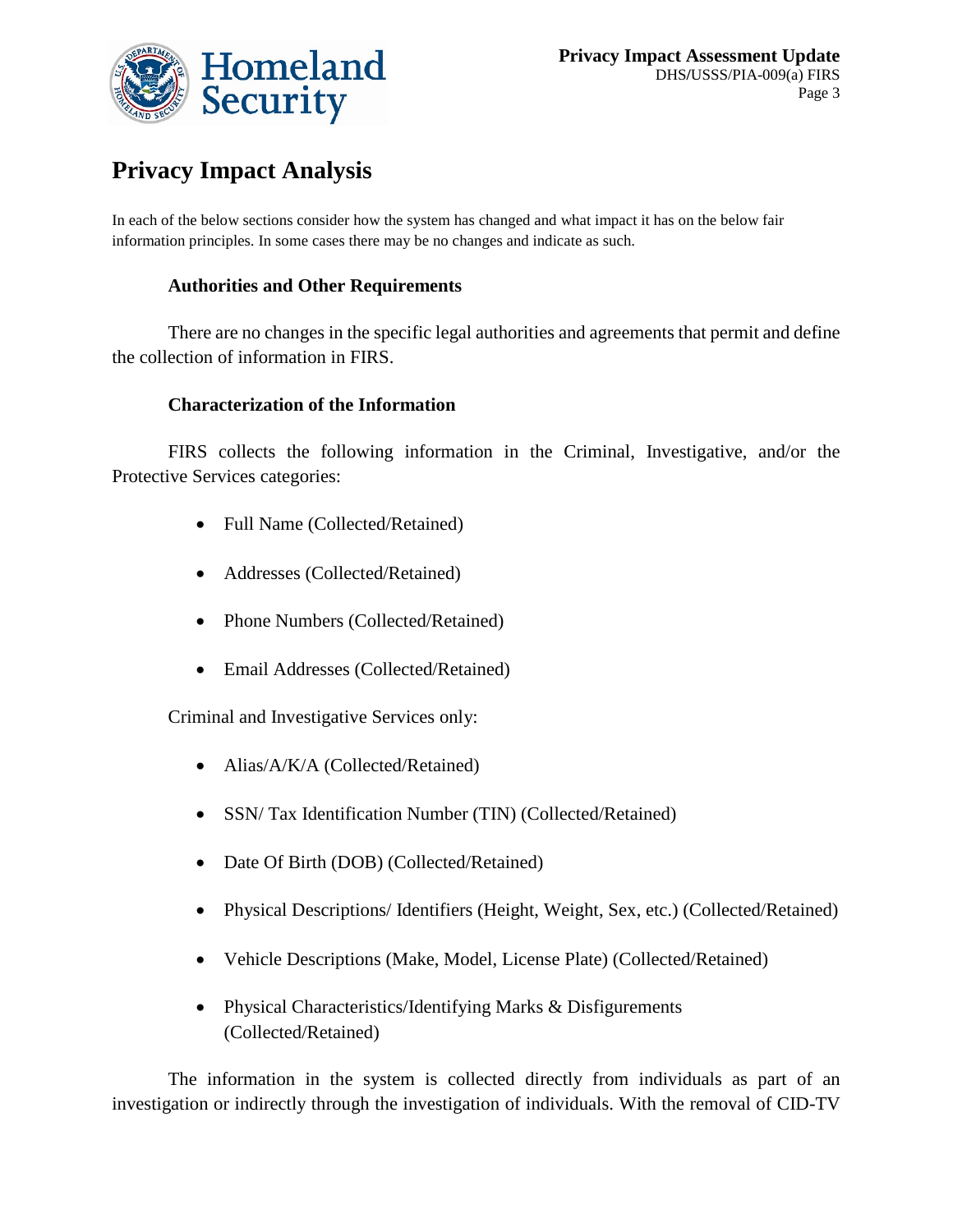## Privacy Impact Analysis

In each of the below sections consider how the system has changed and what impact it has on the below fair information principles. In some cases there may be no changes and indicate as such.

### Authorities and Other Requirements

There are no changes in the specific legal authorities and agreements that permit and define the collection of information in FIRS.

### Characterization of the Information

FIRS collects the following information in the Criminal, Investigative, and/or the Protective Services categories:

- Full Name (Collected/Retained)
- Addresses (Collected/Retained)
- Phone Numbers (Collected/Retained)
- Email Addresses (Collected/Retained)

Criminal and Investigative Services only:

- Alias/A/K/A (Collected/Retained)
- SSN/ Tax Identification Number (TIN) (Collected/Retained)
- Date Of Birth (DOB) (Collected/Retained)
- Physical Descriptions/ Identifiers (Height, Weight, Sex, etc.) (Collected/Retained)
- Vehicle Descriptions (Make, Model, License Plate) (Collected/Retained)
- Physical Characteristics/Identifying Marks & Disfigurements (Collected/Retained)

The information in the system is collected directly from individuals as part of an investigation or indirectly through the investigation of individuals. With the removal of CID-TV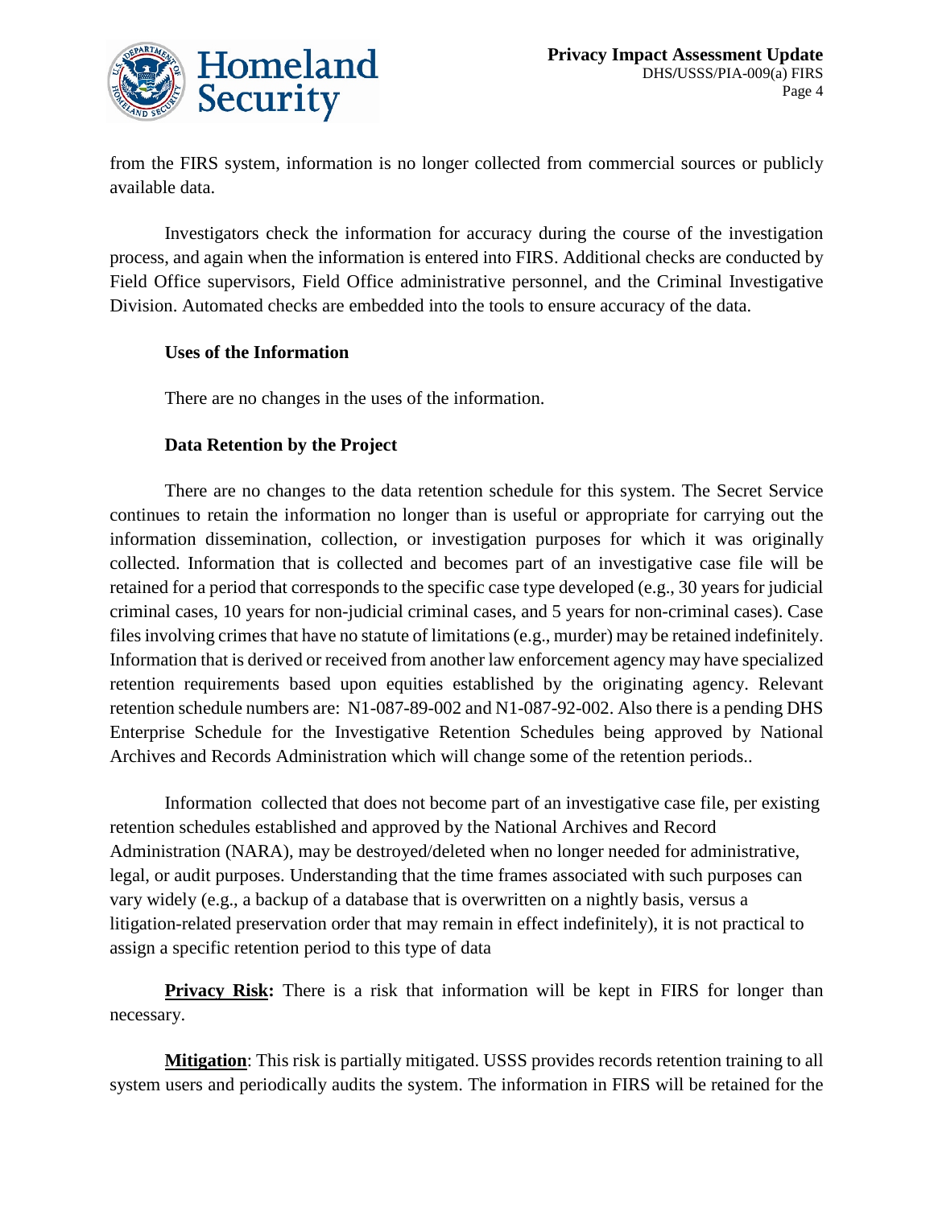from the FIRS system, information is no longer collected from commercial sources or publicly available data.

Investigators check the information for accuracy during the course of the investigation process, and again when the information is entered into FIRS. Additional checks are conducted by Field Office supervisors, Field Office administrative personnel, and the Criminal Investigative Division. Automated checks are embedded into the tools to ensure accuracy of the data.

**Uses of the Information**

There are no changes in the uses of the information.

**Data Retention by the Project**

There are no changes to the data retention schedule for this system. The Secret Service continues to retain the information no longer than is useful or appropriate for carrying out the information dissemination, collection, or investigation purposes for which it was originally collected. Information that is collected and becomes part of an investigative case file will be retained for a period that corresponds to the specific case type developed (e.g., 30 years for judicial criminal cases, 10 years for non-judicial criminal cases, and 5 years for non-criminal cases). Case files involving crimes that have no statute of limitations (e.g., murder) may be retained indefinitely. Information that is derived or received from another law enforcement agency may have specialized retention requirements based upon equities established by the originating agency. Relevant retention schedule numbers are: N1-087-89-002 and N1-087-92-002. Also there is a pending DHS Enterprise Schedule for the Investigative Retention Schedules being approved by National Archives and Records Administration which will change some of the retention periods..

Information collected that does not become part of an investigative case file, per existing retention schedules established and approved by the National Archives and Record Administration (NARA), may be destroyed/deleted when no longer needed for administrative, legal, or audit purposes. Understanding that the time frames associated with such purposes can vary widely (e.g., a backup of a database that is overwritten on a nightly basis, versus a litigation-related preservation order that may remain in effect indefinitely), it is not practical to assign a specific retention period to this type of data

**Privacy Risk:** There is a risk that information will be kept in FIRS for longer than necessary.

**Mitigation**: This risk is partially mitigated. USSS provides records retention training to all system users and periodically audits the system. The information in FIRS will be retained for the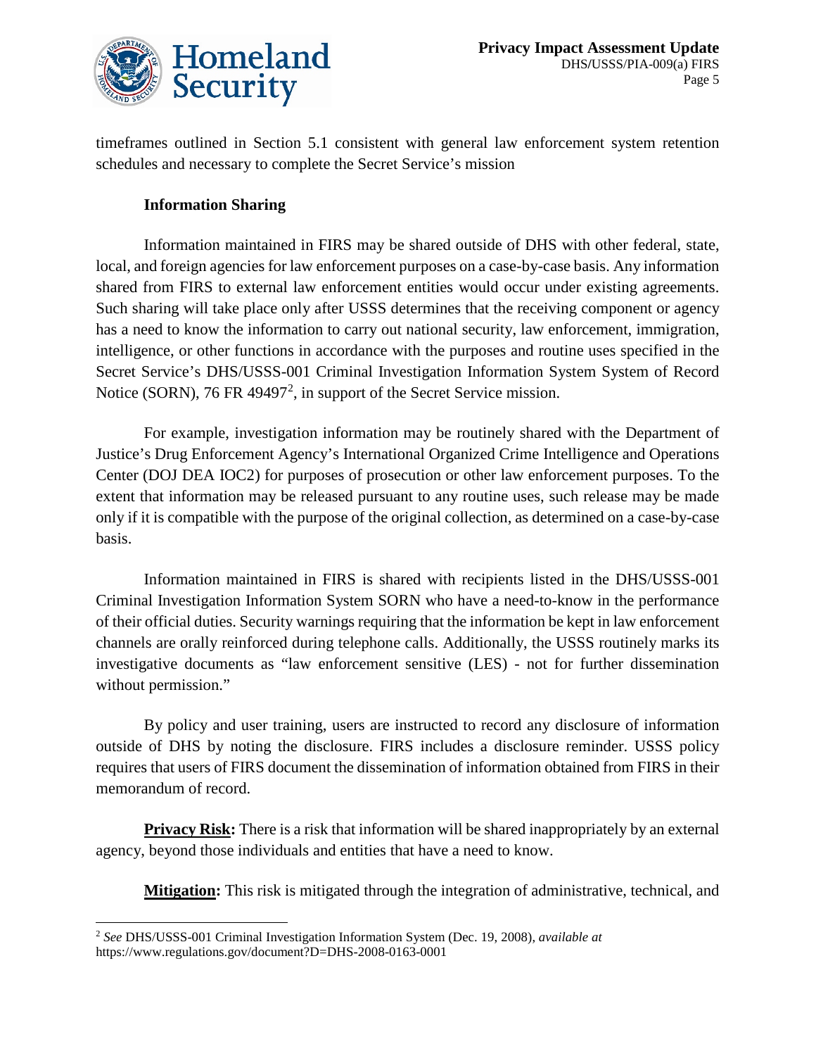timeframes outlined in Section 5.1 consistent with general law enforcement system retention schedules and necessary to complete the Secret Service's mission

**Information Sharing**

Information maintained in FIRS may be shared outside of DHS with other federal, state, local, and foreign agencies for law enforcement purposes on a case-by-case basis. Any information shared from FIRS to external law enforcement entities would occur under existing agreements. Such sharing will take place only after USSS determines that the receiving component or agency has a need to know the information to carry out national security, law enforcement, immigration, intelligence, or other functions in accordance with the purposes and routine uses specified in the Secret Service's DHS/USSS-001 Criminal Investigation Information System System of Record Notice (SORN), 76 FR 49497[2], in support of the Secret Service mission.

For example, investigation information may be routinely shared with the Department of Justice's Drug Enforcement Agency's International Organized Crime Intelligence and Operations Center (DOJ DEA IOC2) for purposes of prosecution or other law enforcement purposes. To the extent that information may be released pursuant to any routine uses, such release may be made only if it is compatible with the purpose of the original collection, as determined on a case-by-case basis.

Information maintained in FIRS is shared with recipients listed in the DHS/USSS-001 Criminal Investigation Information System SORN who have a need-to-know in the performance of their official duties. Security warnings requiring that the information be kept in law enforcement channels are orally reinforced during telephone calls. Additionally, the USSS routinely marks its investigative documents as "law enforcement sensitive (LES) - not for further dissemination without permission."

By policy and user training, users are instructed to record any disclosure of information outside of DHS by noting the disclosure. FIRS includes a disclosure reminder. USSS policy requires that users of FIRS document the dissemination of information obtained from FIRS in their memorandum of record.

**Privacy Risk:** There is a risk that information will be shared inappropriately by an external agency, beyond those individuals and entities that have a need to know.

**Mitigation:** This risk is mitigated through the integration of administrative, technical, and

---

[2] *See* DHS/USSS-001 Criminal Investigation Information System (Dec. 19, 2008), *available at* https://www.regulations.gov/document?D=DHS-2008-0163-0001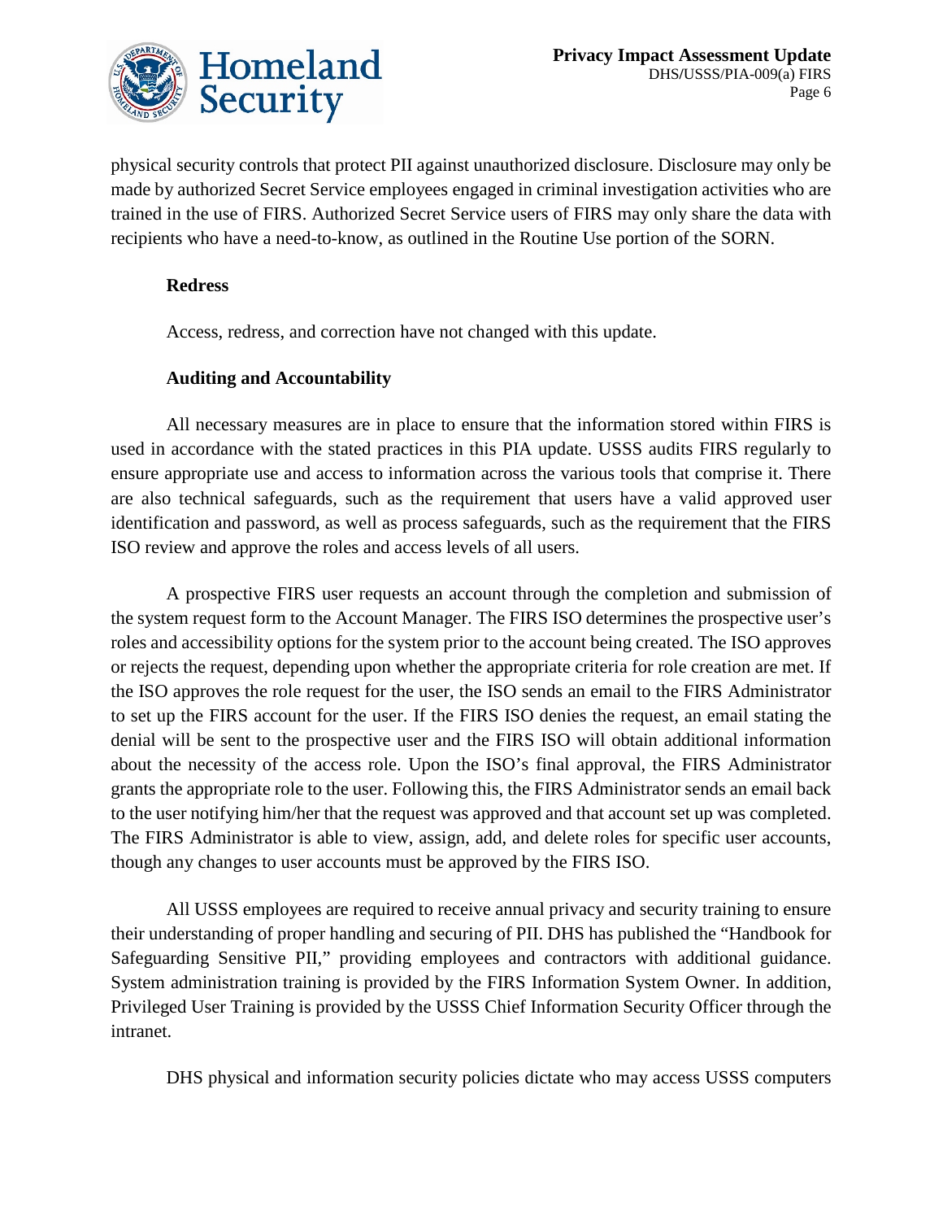physical security controls that protect PII against unauthorized disclosure. Disclosure may only be made by authorized Secret Service employees engaged in criminal investigation activities who are trained in the use of FIRS. Authorized Secret Service users of FIRS may only share the data with recipients who have a need-to-know, as outlined in the Routine Use portion of the SORN.

**Redress**

Access, redress, and correction have not changed with this update.

**Auditing and Accountability**

All necessary measures are in place to ensure that the information stored within FIRS is used in accordance with the stated practices in this PIA update. USSS audits FIRS regularly to ensure appropriate use and access to information across the various tools that comprise it. There are also technical safeguards, such as the requirement that users have a valid approved user identification and password, as well as process safeguards, such as the requirement that the FIRS ISO review and approve the roles and access levels of all users.

A prospective FIRS user requests an account through the completion and submission of the system request form to the Account Manager. The FIRS ISO determines the prospective user's roles and accessibility options for the system prior to the account being created. The ISO approves or rejects the request, depending upon whether the appropriate criteria for role creation are met. If the ISO approves the role request for the user, the ISO sends an email to the FIRS Administrator to set up the FIRS account for the user. If the FIRS ISO denies the request, an email stating the denial will be sent to the prospective user and the FIRS ISO will obtain additional information about the necessity of the access role. Upon the ISO's final approval, the FIRS Administrator grants the appropriate role to the user. Following this, the FIRS Administrator sends an email back to the user notifying him/her that the request was approved and that account set up was completed. The FIRS Administrator is able to view, assign, add, and delete roles for specific user accounts, though any changes to user accounts must be approved by the FIRS ISO.

All USSS employees are required to receive annual privacy and security training to ensure their understanding of proper handling and securing of PII. DHS has published the "Handbook for Safeguarding Sensitive PII," providing employees and contractors with additional guidance. System administration training is provided by the FIRS Information System Owner. In addition, Privileged User Training is provided by the USSS Chief Information Security Officer through the intranet.

DHS physical and information security policies dictate who may access USSS computers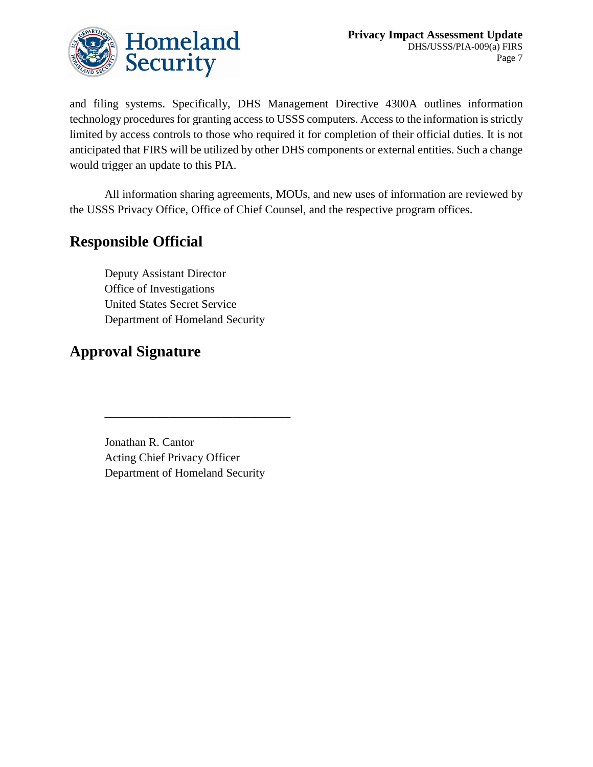and filing systems. Specifically, DHS Management Directive 4300A outlines information technology procedures for granting access to USSS computers. Access to the information is strictly limited by access controls to those who required it for completion of their official duties. It is not anticipated that FIRS will be utilized by other DHS components or external entities. Such a change would trigger an update to this PIA.

All information sharing agreements, MOUs, and new uses of information are reviewed by the USSS Privacy Office, Office of Chief Counsel, and the respective program offices.

## Responsible Official

Deputy Assistant Director
Office of Investigations
United States Secret Service
Department of Homeland Security

## Approval Signature

________________________________

Jonathan R. Cantor
Acting Chief Privacy Officer
Department of Homeland Security